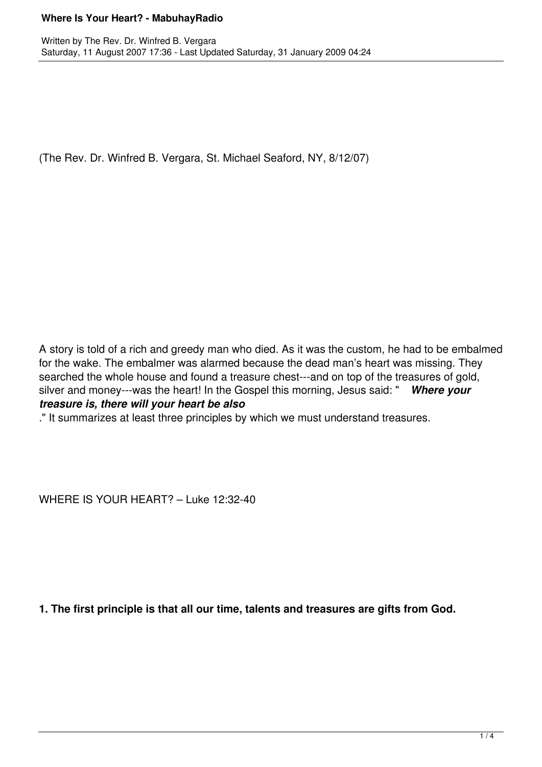(The Rev. Dr. Winfred B. Vergara, St. Michael Seaford, NY, 8/12/07)

A story is told of a rich and greedy man who died. As it was the custom, he had to be embalmed for the wake. The embalmer was alarmed because the dead man's heart was missing. They searched the whole house and found a treasure chest---and on top of the treasures of gold, silver and money---was the heart! In the Gospel this morning, Jesus said: " ***Where your treasure is, there will your heart be also*** ." It summarizes at least three principles by which we must understand treasures.

WHERE IS YOUR HEART? – Luke 12:32-40

**1. The first principle is that all our time, talents and treasures are gifts from God.**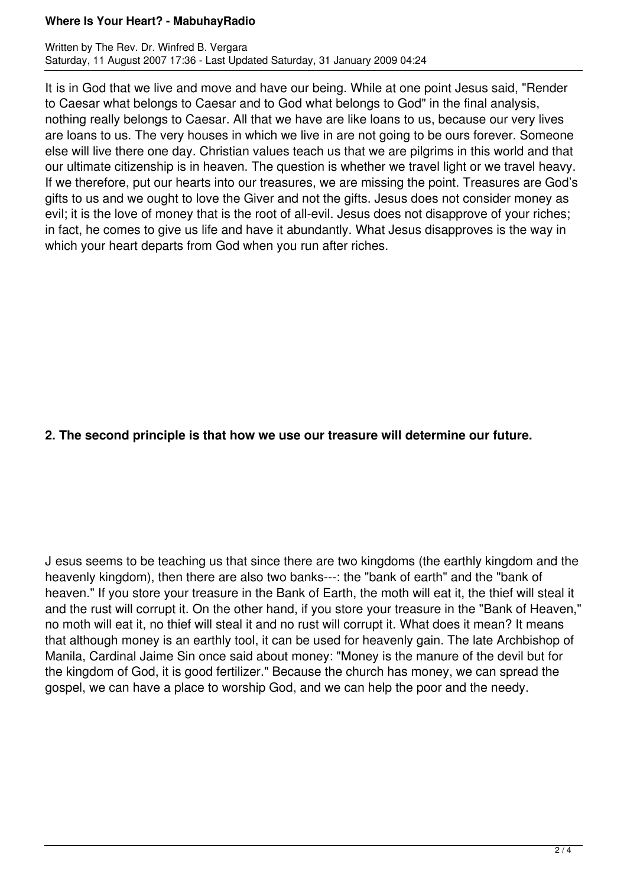It is in God that we live and move and have our being. While at one point Jesus said, "Render to Caesar what belongs to Caesar and to God what belongs to God" in the final analysis, nothing really belongs to Caesar. All that we have are like loans to us, because our very lives are loans to us. The very houses in which we live in are not going to be ours forever. Someone else will live there one day. Christian values teach us that we are pilgrims in this world and that our ultimate citizenship is in heaven. The question is whether we travel light or we travel heavy. If we therefore, put our hearts into our treasures, we are missing the point. Treasures are God's gifts to us and we ought to love the Giver and not the gifts. Jesus does not consider money as evil; it is the love of money that is the root of all-evil. Jesus does not disapprove of your riches; in fact, he comes to give us life and have it abundantly. What Jesus disapproves is the way in which your heart departs from God when you run after riches.

**2. The second principle is that how we use our treasure will determine our future.**

J esus seems to be teaching us that since there are two kingdoms (the earthly kingdom and the heavenly kingdom), then there are also two banks---: the "bank of earth" and the "bank of heaven." If you store your treasure in the Bank of Earth, the moth will eat it, the thief will steal it and the rust will corrupt it. On the other hand, if you store your treasure in the "Bank of Heaven," no moth will eat it, no thief will steal it and no rust will corrupt it. What does it mean? It means that although money is an earthly tool, it can be used for heavenly gain. The late Archbishop of Manila, Cardinal Jaime Sin once said about money: "Money is the manure of the devil but for the kingdom of God, it is good fertilizer." Because the church has money, we can spread the gospel, we can have a place to worship God, and we can help the poor and the needy.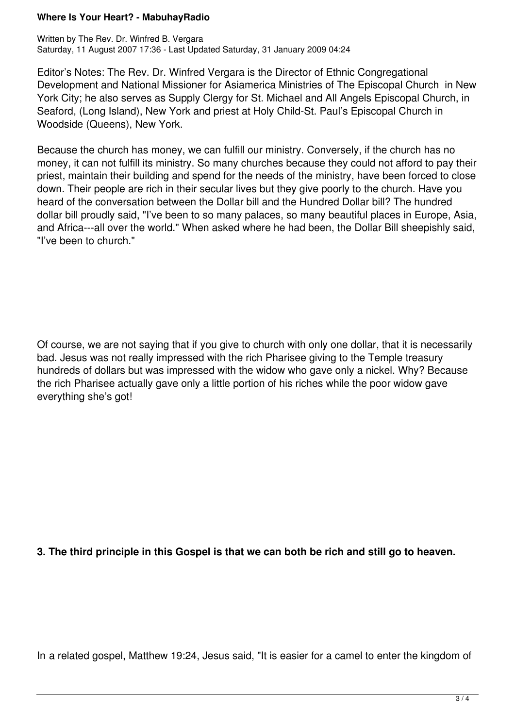Editor's Notes: The Rev. Dr. Winfred Vergara is the Director of Ethnic Congregational Development and National Missioner for Asiamerica Ministries of The Episcopal Church in New York City; he also serves as Supply Clergy for St. Michael and All Angels Episcopal Church, in Seaford, (Long Island), New York and priest at Holy Child-St. Paul's Episcopal Church in Woodside (Queens), New York.

Because the church has money, we can fulfill our ministry. Conversely, if the church has no money, it can not fulfill its ministry. So many churches because they could not afford to pay their priest, maintain their building and spend for the needs of the ministry, have been forced to close down. Their people are rich in their secular lives but they give poorly to the church. Have you heard of the conversation between the Dollar bill and the Hundred Dollar bill? The hundred dollar bill proudly said, "I've been to so many palaces, so many beautiful places in Europe, Asia, and Africa---all over the world." When asked where he had been, the Dollar Bill sheepishly said, "I've been to church."

Of course, we are not saying that if you give to church with only one dollar, that it is necessarily bad. Jesus was not really impressed with the rich Pharisee giving to the Temple treasury hundreds of dollars but was impressed with the widow who gave only a nickel. Why? Because the rich Pharisee actually gave only a little portion of his riches while the poor widow gave everything she's got!

**3. The third principle in this Gospel is that we can both be rich and still go to heaven.**

In a related gospel, Matthew 19:24, Jesus said, "It is easier for a camel to enter the kingdom of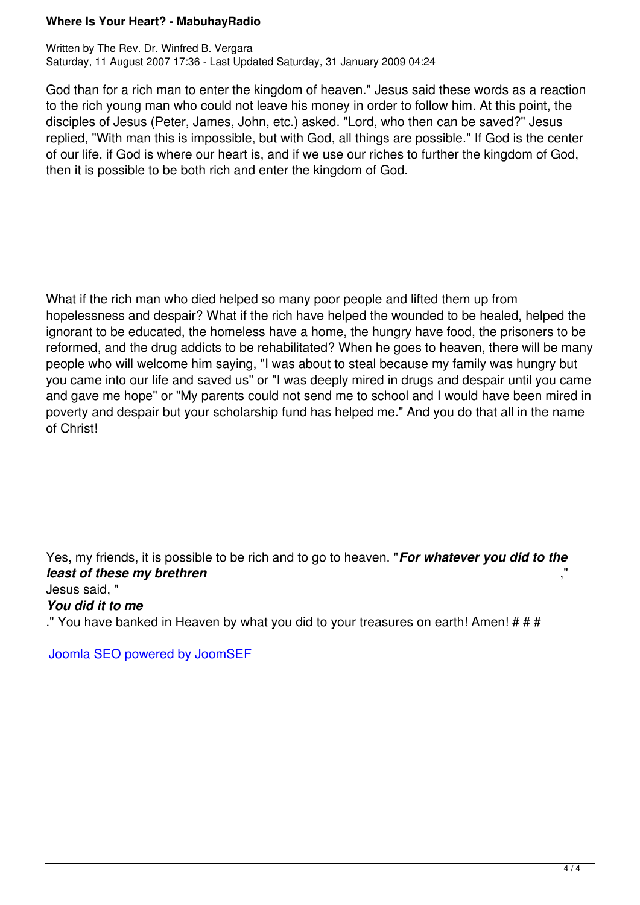God than for a rich man to enter the kingdom of heaven." Jesus said these words as a reaction to the rich young man who could not leave his money in order to follow him. At this point, the disciples of Jesus (Peter, James, John, etc.) asked. "Lord, who then can be saved?" Jesus replied, "With man this is impossible, but with God, all things are possible." If God is the center of our life, if God is where our heart is, and if we use our riches to further the kingdom of God, then it is possible to be both rich and enter the kingdom of God.

What if the rich man who died helped so many poor people and lifted them up from hopelessness and despair? What if the rich have helped the wounded to be healed, helped the ignorant to be educated, the homeless have a home, the hungry have food, the prisoners to be reformed, and the drug addicts to be rehabilitated? When he goes to heaven, there will be many people who will welcome him saying, "I was about to steal because my family was hungry but you came into our life and saved us" or "I was deeply mired in drugs and despair until you came and gave me hope" or "My parents could not send me to school and I would have been mired in poverty and despair but your scholarship fund has helped me." And you do that all in the name of Christ!

Yes, my friends, it is possible to be rich and to go to heaven. "***For whatever you did to the least of these my brethren***," Jesus said, "***You did it to me***." You have banked in Heaven by what you did to your treasures on earth! Amen! # # #

Joomla SEO powered by JoomSEF